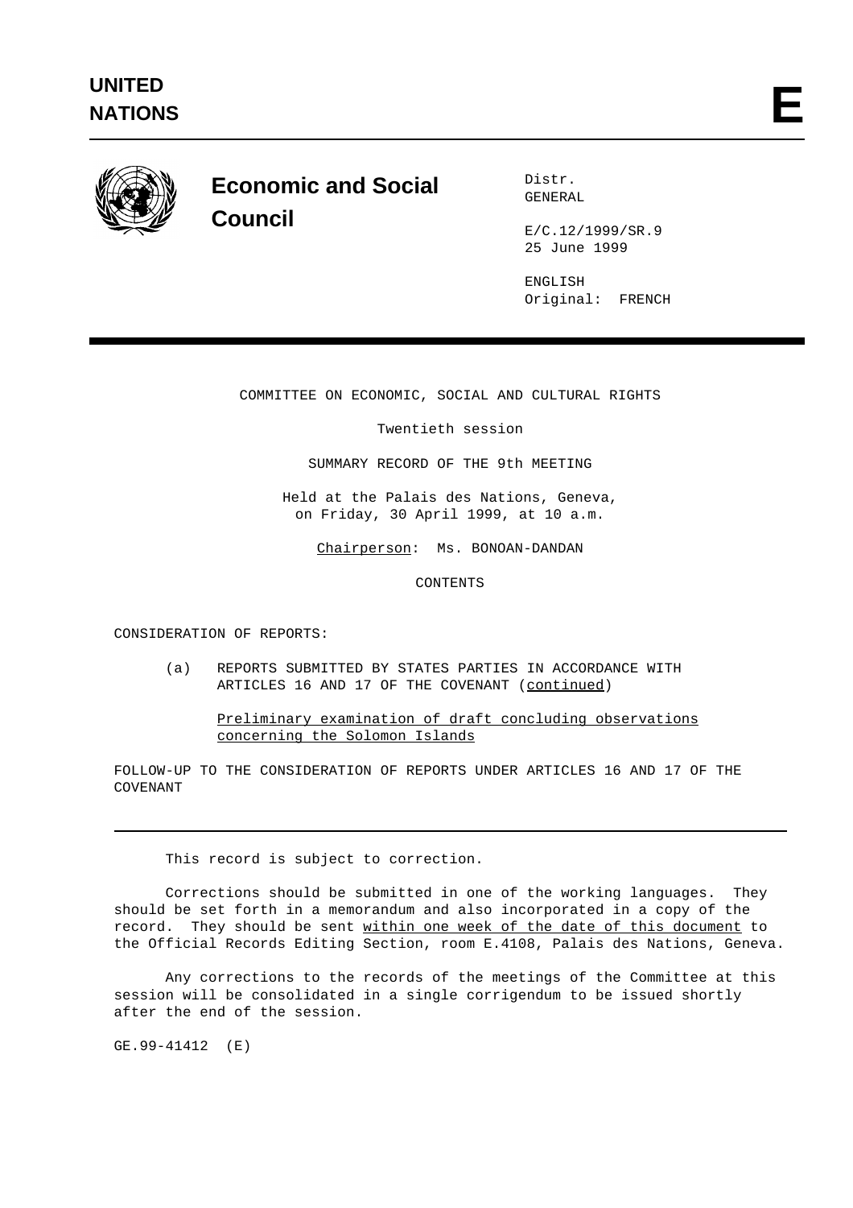UNITED NATIONS

E

# Economic and Social Council

Distr.
GENERAL

E/C.12/1999/SR.9
25 June 1999

ENGLISH
Original: FRENCH

COMMITTEE ON ECONOMIC, SOCIAL AND CULTURAL RIGHTS

Twentieth session

SUMMARY RECORD OF THE 9th MEETING

Held at the Palais des Nations, Geneva,
on Friday, 30 April 1999, at 10 a.m.

Chairperson: Ms. BONOAN-DANDAN

CONTENTS

CONSIDERATION OF REPORTS:

(a) REPORTS SUBMITTED BY STATES PARTIES IN ACCORDANCE WITH ARTICLES 16 AND 17 OF THE COVENANT (continued)

Preliminary examination of draft concluding observations concerning the Solomon Islands

FOLLOW-UP TO THE CONSIDERATION OF REPORTS UNDER ARTICLES 16 AND 17 OF THE COVENANT

---

This record is subject to correction.

Corrections should be submitted in one of the working languages. They should be set forth in a memorandum and also incorporated in a copy of the record. They should be sent within one week of the date of this document to the Official Records Editing Section, room E.4108, Palais des Nations, Geneva.

Any corrections to the records of the meetings of the Committee at this session will be consolidated in a single corrigendum to be issued shortly after the end of the session.

GE.99-41412 (E)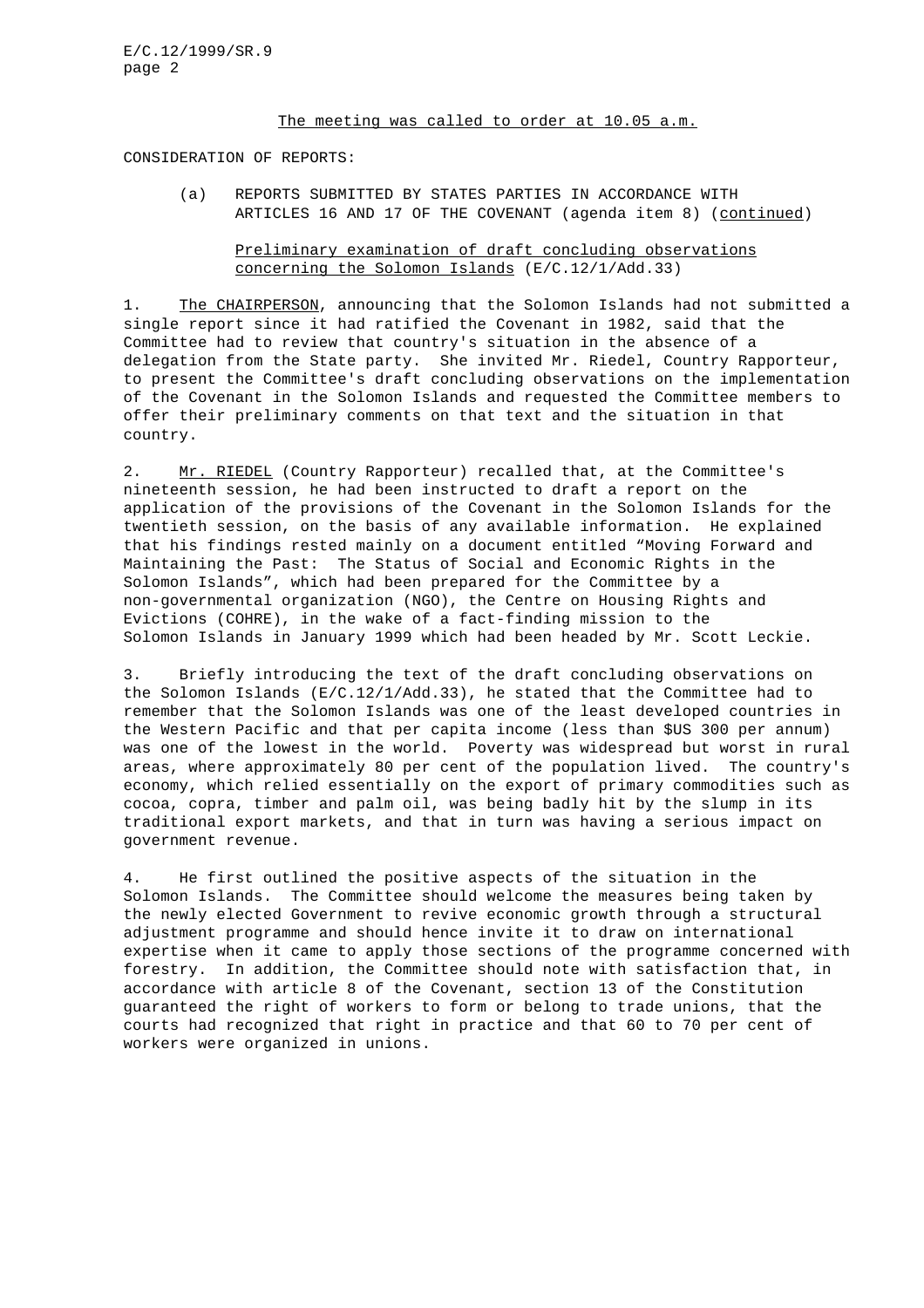The meeting was called to order at 10.05 a.m.

CONSIDERATION OF REPORTS:

(a) REPORTS SUBMITTED BY STATES PARTIES IN ACCORDANCE WITH ARTICLES 16 AND 17 OF THE COVENANT (agenda item 8) (continued)

Preliminary examination of draft concluding observations concerning the Solomon Islands (E/C.12/1/Add.33)

1. The CHAIRPERSON, announcing that the Solomon Islands had not submitted a single report since it had ratified the Covenant in 1982, said that the Committee had to review that country's situation in the absence of a delegation from the State party. She invited Mr. Riedel, Country Rapporteur, to present the Committee's draft concluding observations on the implementation of the Covenant in the Solomon Islands and requested the Committee members to offer their preliminary comments on that text and the situation in that country.

2. Mr. RIEDEL (Country Rapporteur) recalled that, at the Committee's nineteenth session, he had been instructed to draft a report on the application of the provisions of the Covenant in the Solomon Islands for the twentieth session, on the basis of any available information. He explained that his findings rested mainly on a document entitled "Moving Forward and Maintaining the Past: The Status of Social and Economic Rights in the Solomon Islands", which had been prepared for the Committee by a non-governmental organization (NGO), the Centre on Housing Rights and Evictions (COHRE), in the wake of a fact-finding mission to the Solomon Islands in January 1999 which had been headed by Mr. Scott Leckie.

3. Briefly introducing the text of the draft concluding observations on the Solomon Islands (E/C.12/1/Add.33), he stated that the Committee had to remember that the Solomon Islands was one of the least developed countries in the Western Pacific and that per capita income (less than $US 300 per annum) was one of the lowest in the world. Poverty was widespread but worst in rural areas, where approximately 80 per cent of the population lived. The country's economy, which relied essentially on the export of primary commodities such as cocoa, copra, timber and palm oil, was being badly hit by the slump in its traditional export markets, and that in turn was having a serious impact on government revenue.

4. He first outlined the positive aspects of the situation in the Solomon Islands. The Committee should welcome the measures being taken by the newly elected Government to revive economic growth through a structural adjustment programme and should hence invite it to draw on international expertise when it came to apply those sections of the programme concerned with forestry. In addition, the Committee should note with satisfaction that, in accordance with article 8 of the Covenant, section 13 of the Constitution guaranteed the right of workers to form or belong to trade unions, that the courts had recognized that right in practice and that 60 to 70 per cent of workers were organized in unions.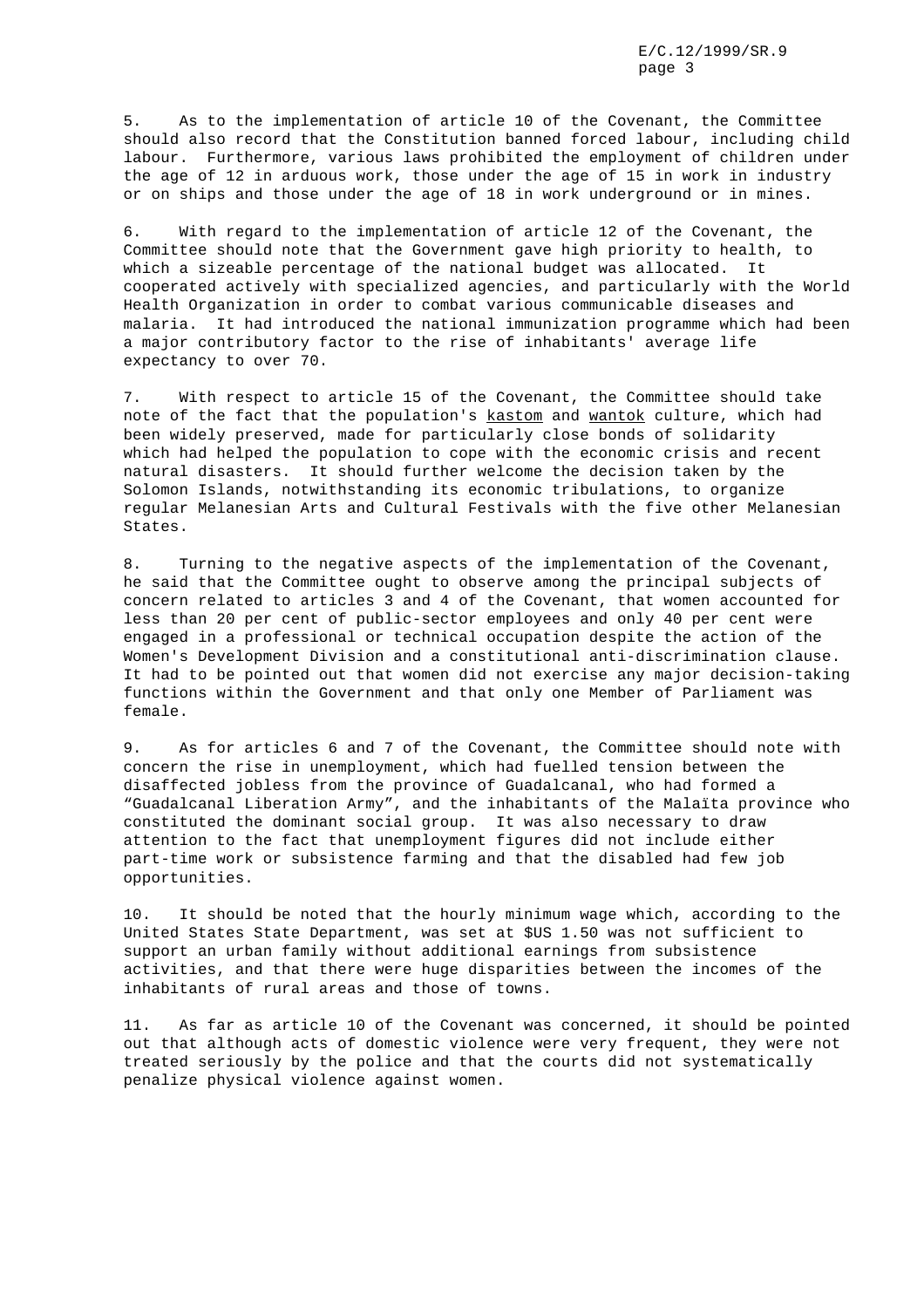5. As to the implementation of article 10 of the Covenant, the Committee should also record that the Constitution banned forced labour, including child labour. Furthermore, various laws prohibited the employment of children under the age of 12 in arduous work, those under the age of 15 in work in industry or on ships and those under the age of 18 in work underground or in mines.

6. With regard to the implementation of article 12 of the Covenant, the Committee should note that the Government gave high priority to health, to which a sizeable percentage of the national budget was allocated. It cooperated actively with specialized agencies, and particularly with the World Health Organization in order to combat various communicable diseases and malaria. It had introduced the national immunization programme which had been a major contributory factor to the rise of inhabitants' average life expectancy to over 70.

7. With respect to article 15 of the Covenant, the Committee should take note of the fact that the population's kastom and wantok culture, which had been widely preserved, made for particularly close bonds of solidarity which had helped the population to cope with the economic crisis and recent natural disasters. It should further welcome the decision taken by the Solomon Islands, notwithstanding its economic tribulations, to organize regular Melanesian Arts and Cultural Festivals with the five other Melanesian States.

8. Turning to the negative aspects of the implementation of the Covenant, he said that the Committee ought to observe among the principal subjects of concern related to articles 3 and 4 of the Covenant, that women accounted for less than 20 per cent of public-sector employees and only 40 per cent were engaged in a professional or technical occupation despite the action of the Women's Development Division and a constitutional anti-discrimination clause. It had to be pointed out that women did not exercise any major decision-taking functions within the Government and that only one Member of Parliament was female.

9. As for articles 6 and 7 of the Covenant, the Committee should note with concern the rise in unemployment, which had fuelled tension between the disaffected jobless from the province of Guadalcanal, who had formed a "Guadalcanal Liberation Army", and the inhabitants of the Malaïta province who constituted the dominant social group. It was also necessary to draw attention to the fact that unemployment figures did not include either part-time work or subsistence farming and that the disabled had few job opportunities.

10. It should be noted that the hourly minimum wage which, according to the United States State Department, was set at $US 1.50 was not sufficient to support an urban family without additional earnings from subsistence activities, and that there were huge disparities between the incomes of the inhabitants of rural areas and those of towns.

11. As far as article 10 of the Covenant was concerned, it should be pointed out that although acts of domestic violence were very frequent, they were not treated seriously by the police and that the courts did not systematically penalize physical violence against women.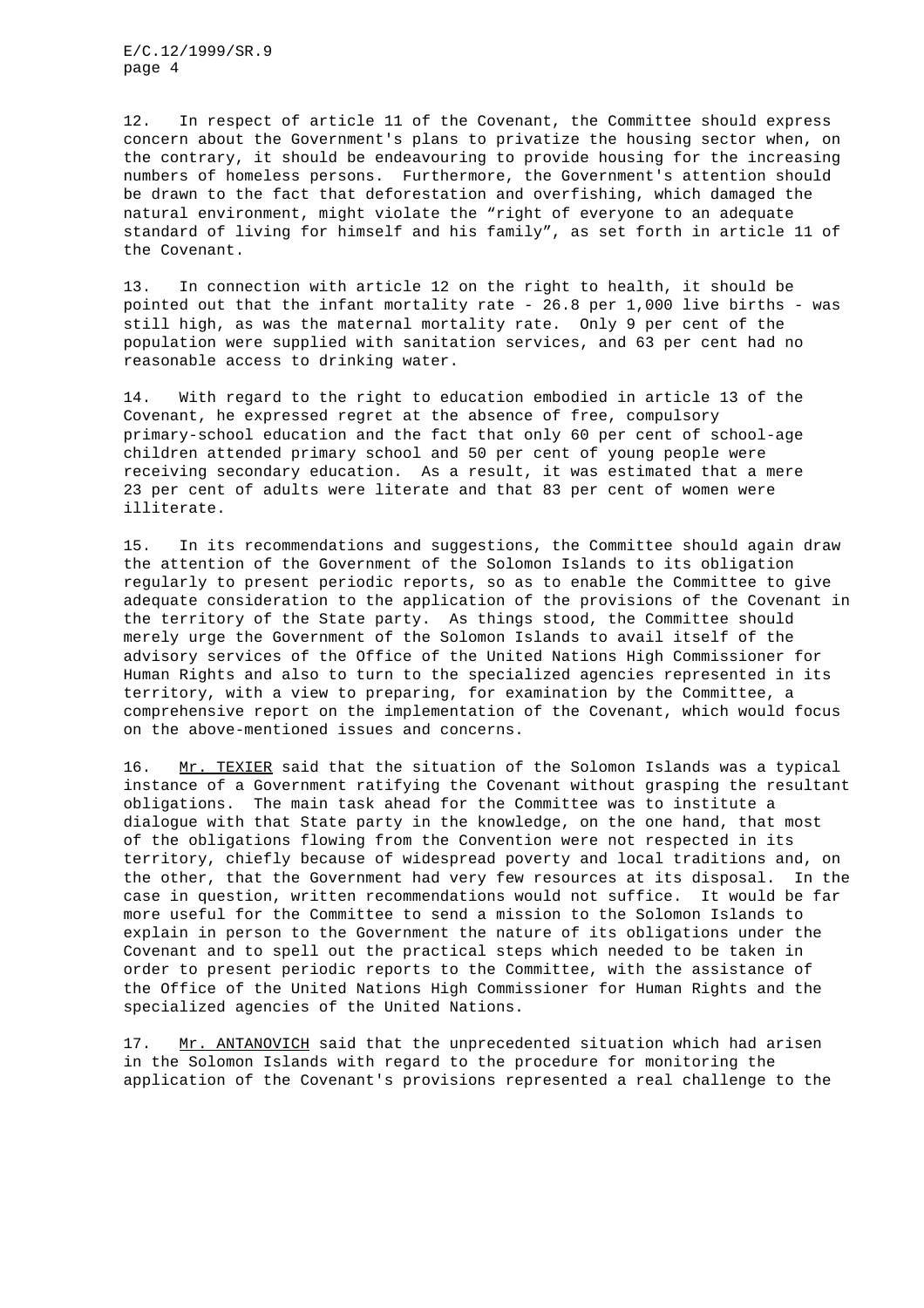12. In respect of article 11 of the Covenant, the Committee should express concern about the Government's plans to privatize the housing sector when, on the contrary, it should be endeavouring to provide housing for the increasing numbers of homeless persons. Furthermore, the Government's attention should be drawn to the fact that deforestation and overfishing, which damaged the natural environment, might violate the "right of everyone to an adequate standard of living for himself and his family", as set forth in article 11 of the Covenant.

13. In connection with article 12 on the right to health, it should be pointed out that the infant mortality rate - 26.8 per 1,000 live births - was still high, as was the maternal mortality rate. Only 9 per cent of the population were supplied with sanitation services, and 63 per cent had no reasonable access to drinking water.

14. With regard to the right to education embodied in article 13 of the Covenant, he expressed regret at the absence of free, compulsory primary-school education and the fact that only 60 per cent of school-age children attended primary school and 50 per cent of young people were receiving secondary education. As a result, it was estimated that a mere 23 per cent of adults were literate and that 83 per cent of women were illiterate.

15. In its recommendations and suggestions, the Committee should again draw the attention of the Government of the Solomon Islands to its obligation regularly to present periodic reports, so as to enable the Committee to give adequate consideration to the application of the provisions of the Covenant in the territory of the State party. As things stood, the Committee should merely urge the Government of the Solomon Islands to avail itself of the advisory services of the Office of the United Nations High Commissioner for Human Rights and also to turn to the specialized agencies represented in its territory, with a view to preparing, for examination by the Committee, a comprehensive report on the implementation of the Covenant, which would focus on the above-mentioned issues and concerns.

16. Mr. TEXIER said that the situation of the Solomon Islands was a typical instance of a Government ratifying the Covenant without grasping the resultant obligations. The main task ahead for the Committee was to institute a dialogue with that State party in the knowledge, on the one hand, that most of the obligations flowing from the Convention were not respected in its territory, chiefly because of widespread poverty and local traditions and, on the other, that the Government had very few resources at its disposal. In the case in question, written recommendations would not suffice. It would be far more useful for the Committee to send a mission to the Solomon Islands to explain in person to the Government the nature of its obligations under the Covenant and to spell out the practical steps which needed to be taken in order to present periodic reports to the Committee, with the assistance of the Office of the United Nations High Commissioner for Human Rights and the specialized agencies of the United Nations.

17. Mr. ANTANOVICH said that the unprecedented situation which had arisen in the Solomon Islands with regard to the procedure for monitoring the application of the Covenant's provisions represented a real challenge to the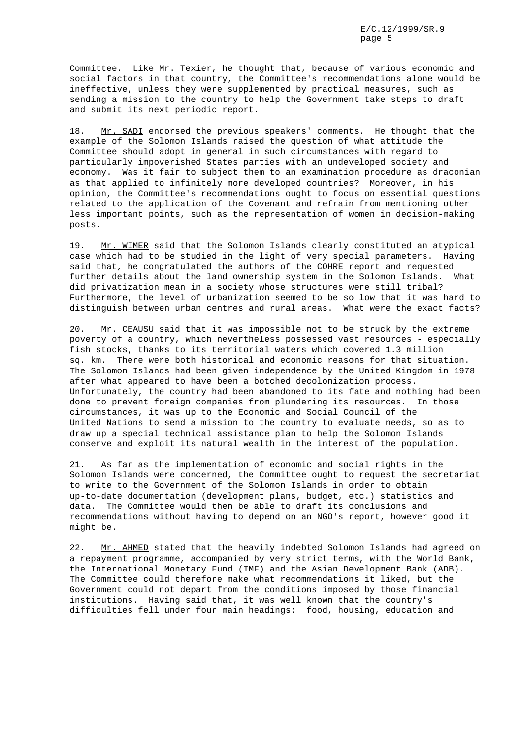Committee. Like Mr. Texier, he thought that, because of various economic and social factors in that country, the Committee's recommendations alone would be ineffective, unless they were supplemented by practical measures, such as sending a mission to the country to help the Government take steps to draft and submit its next periodic report.

18. Mr. SADI endorsed the previous speakers' comments. He thought that the example of the Solomon Islands raised the question of what attitude the Committee should adopt in general in such circumstances with regard to particularly impoverished States parties with an undeveloped society and economy. Was it fair to subject them to an examination procedure as draconian as that applied to infinitely more developed countries? Moreover, in his opinion, the Committee's recommendations ought to focus on essential questions related to the application of the Covenant and refrain from mentioning other less important points, such as the representation of women in decision-making posts.

19. Mr. WIMER said that the Solomon Islands clearly constituted an atypical case which had to be studied in the light of very special parameters. Having said that, he congratulated the authors of the COHRE report and requested further details about the land ownership system in the Solomon Islands. What did privatization mean in a society whose structures were still tribal? Furthermore, the level of urbanization seemed to be so low that it was hard to distinguish between urban centres and rural areas. What were the exact facts?

20. Mr. CEAUSU said that it was impossible not to be struck by the extreme poverty of a country, which nevertheless possessed vast resources - especially fish stocks, thanks to its territorial waters which covered 1.3 million sq. km. There were both historical and economic reasons for that situation. The Solomon Islands had been given independence by the United Kingdom in 1978 after what appeared to have been a botched decolonization process. Unfortunately, the country had been abandoned to its fate and nothing had been done to prevent foreign companies from plundering its resources. In those circumstances, it was up to the Economic and Social Council of the United Nations to send a mission to the country to evaluate needs, so as to draw up a special technical assistance plan to help the Solomon Islands conserve and exploit its natural wealth in the interest of the population.

21. As far as the implementation of economic and social rights in the Solomon Islands were concerned, the Committee ought to request the secretariat to write to the Government of the Solomon Islands in order to obtain up-to-date documentation (development plans, budget, etc.) statistics and data. The Committee would then be able to draft its conclusions and recommendations without having to depend on an NGO's report, however good it might be.

22. Mr. AHMED stated that the heavily indebted Solomon Islands had agreed on a repayment programme, accompanied by very strict terms, with the World Bank, the International Monetary Fund (IMF) and the Asian Development Bank (ADB). The Committee could therefore make what recommendations it liked, but the Government could not depart from the conditions imposed by those financial institutions. Having said that, it was well known that the country's difficulties fell under four main headings: food, housing, education and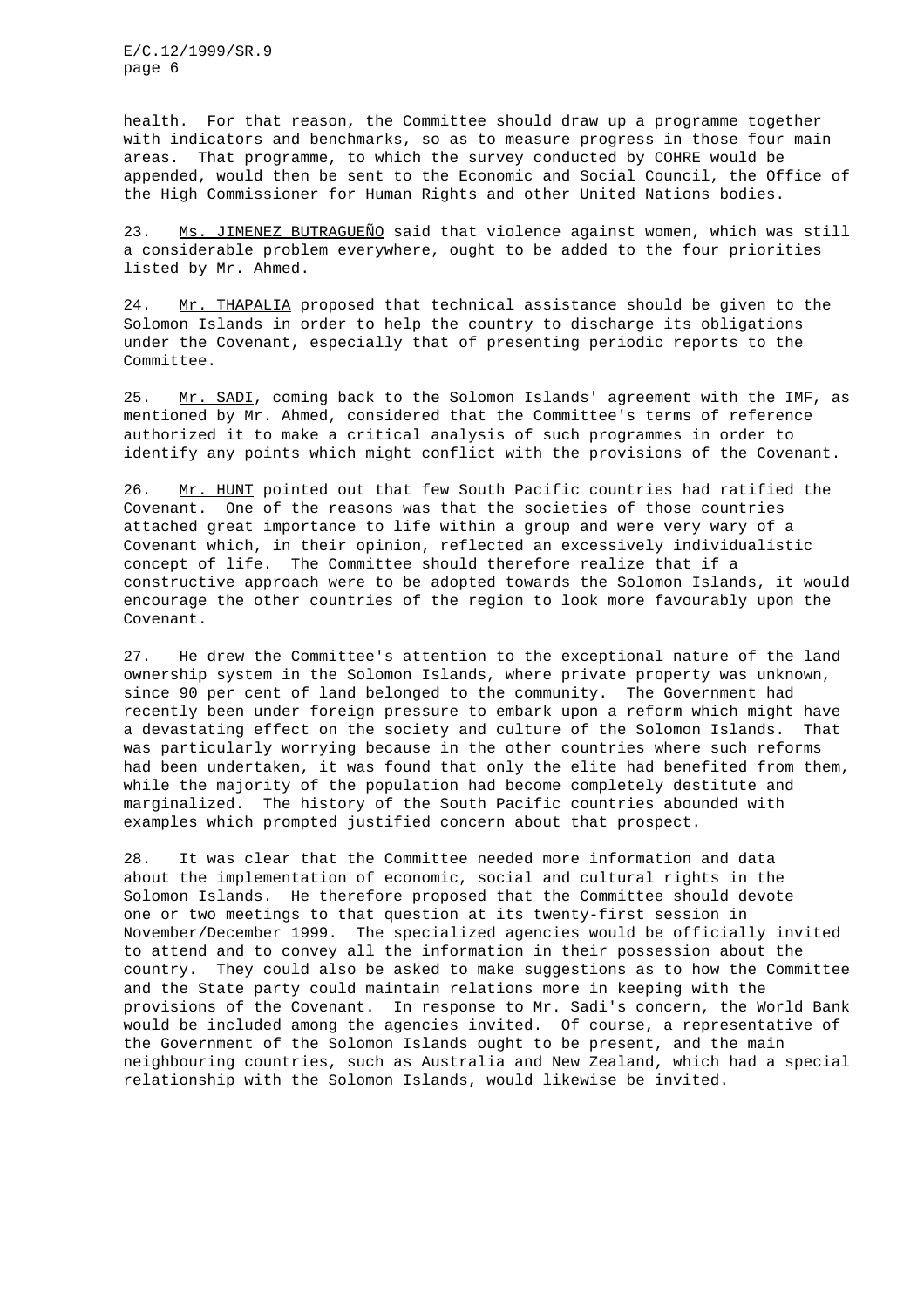health. For that reason, the Committee should draw up a programme together with indicators and benchmarks, so as to measure progress in those four main areas. That programme, to which the survey conducted by COHRE would be appended, would then be sent to the Economic and Social Council, the Office of the High Commissioner for Human Rights and other United Nations bodies.

23. Ms. JIMENEZ BUTRAGUEÑO said that violence against women, which was still a considerable problem everywhere, ought to be added to the four priorities listed by Mr. Ahmed.

24. Mr. THAPALIA proposed that technical assistance should be given to the Solomon Islands in order to help the country to discharge its obligations under the Covenant, especially that of presenting periodic reports to the Committee.

25. Mr. SADI, coming back to the Solomon Islands' agreement with the IMF, as mentioned by Mr. Ahmed, considered that the Committee's terms of reference authorized it to make a critical analysis of such programmes in order to identify any points which might conflict with the provisions of the Covenant.

26. Mr. HUNT pointed out that few South Pacific countries had ratified the Covenant. One of the reasons was that the societies of those countries attached great importance to life within a group and were very wary of a Covenant which, in their opinion, reflected an excessively individualistic concept of life. The Committee should therefore realize that if a constructive approach were to be adopted towards the Solomon Islands, it would encourage the other countries of the region to look more favourably upon the Covenant.

27. He drew the Committee's attention to the exceptional nature of the land ownership system in the Solomon Islands, where private property was unknown, since 90 per cent of land belonged to the community. The Government had recently been under foreign pressure to embark upon a reform which might have a devastating effect on the society and culture of the Solomon Islands. That was particularly worrying because in the other countries where such reforms had been undertaken, it was found that only the elite had benefited from them, while the majority of the population had become completely destitute and marginalized. The history of the South Pacific countries abounded with examples which prompted justified concern about that prospect.

28. It was clear that the Committee needed more information and data about the implementation of economic, social and cultural rights in the Solomon Islands. He therefore proposed that the Committee should devote one or two meetings to that question at its twenty-first session in November/December 1999. The specialized agencies would be officially invited to attend and to convey all the information in their possession about the country. They could also be asked to make suggestions as to how the Committee and the State party could maintain relations more in keeping with the provisions of the Covenant. In response to Mr. Sadi's concern, the World Bank would be included among the agencies invited. Of course, a representative of the Government of the Solomon Islands ought to be present, and the main neighbouring countries, such as Australia and New Zealand, which had a special relationship with the Solomon Islands, would likewise be invited.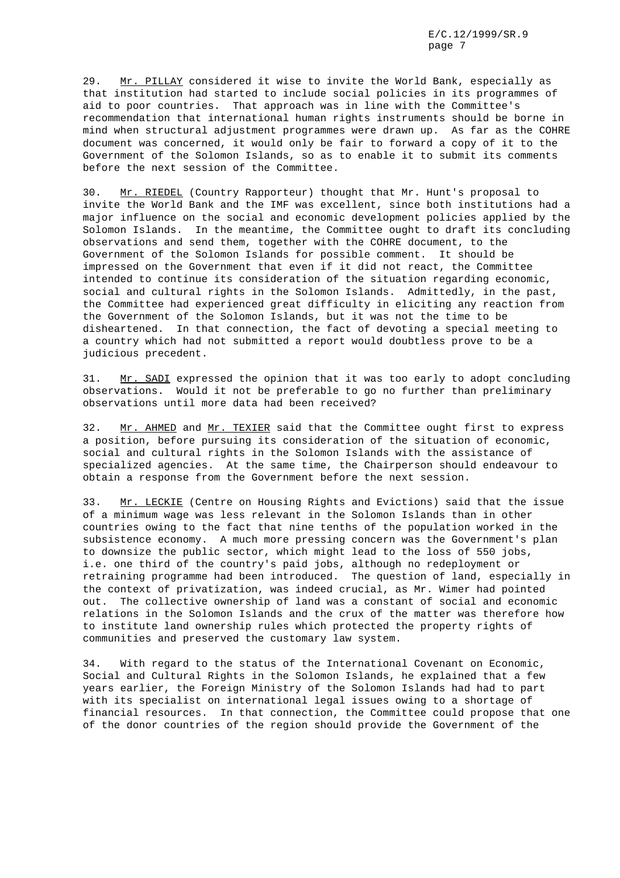29. Mr. PILLAY considered it wise to invite the World Bank, especially as that institution had started to include social policies in its programmes of aid to poor countries. That approach was in line with the Committee's recommendation that international human rights instruments should be borne in mind when structural adjustment programmes were drawn up. As far as the COHRE document was concerned, it would only be fair to forward a copy of it to the Government of the Solomon Islands, so as to enable it to submit its comments before the next session of the Committee.

30. Mr. RIEDEL (Country Rapporteur) thought that Mr. Hunt's proposal to invite the World Bank and the IMF was excellent, since both institutions had a major influence on the social and economic development policies applied by the Solomon Islands. In the meantime, the Committee ought to draft its concluding observations and send them, together with the COHRE document, to the Government of the Solomon Islands for possible comment. It should be impressed on the Government that even if it did not react, the Committee intended to continue its consideration of the situation regarding economic, social and cultural rights in the Solomon Islands. Admittedly, in the past, the Committee had experienced great difficulty in eliciting any reaction from the Government of the Solomon Islands, but it was not the time to be disheartened. In that connection, the fact of devoting a special meeting to a country which had not submitted a report would doubtless prove to be a judicious precedent.

31. Mr. SADI expressed the opinion that it was too early to adopt concluding observations. Would it not be preferable to go no further than preliminary observations until more data had been received?

32. Mr. AHMED and Mr. TEXIER said that the Committee ought first to express a position, before pursuing its consideration of the situation of economic, social and cultural rights in the Solomon Islands with the assistance of specialized agencies. At the same time, the Chairperson should endeavour to obtain a response from the Government before the next session.

33. Mr. LECKIE (Centre on Housing Rights and Evictions) said that the issue of a minimum wage was less relevant in the Solomon Islands than in other countries owing to the fact that nine tenths of the population worked in the subsistence economy. A much more pressing concern was the Government's plan to downsize the public sector, which might lead to the loss of 550 jobs, i.e. one third of the country's paid jobs, although no redeployment or retraining programme had been introduced. The question of land, especially in the context of privatization, was indeed crucial, as Mr. Wimer had pointed out. The collective ownership of land was a constant of social and economic relations in the Solomon Islands and the crux of the matter was therefore how to institute land ownership rules which protected the property rights of communities and preserved the customary law system.

34. With regard to the status of the International Covenant on Economic, Social and Cultural Rights in the Solomon Islands, he explained that a few years earlier, the Foreign Ministry of the Solomon Islands had had to part with its specialist on international legal issues owing to a shortage of financial resources. In that connection, the Committee could propose that one of the donor countries of the region should provide the Government of the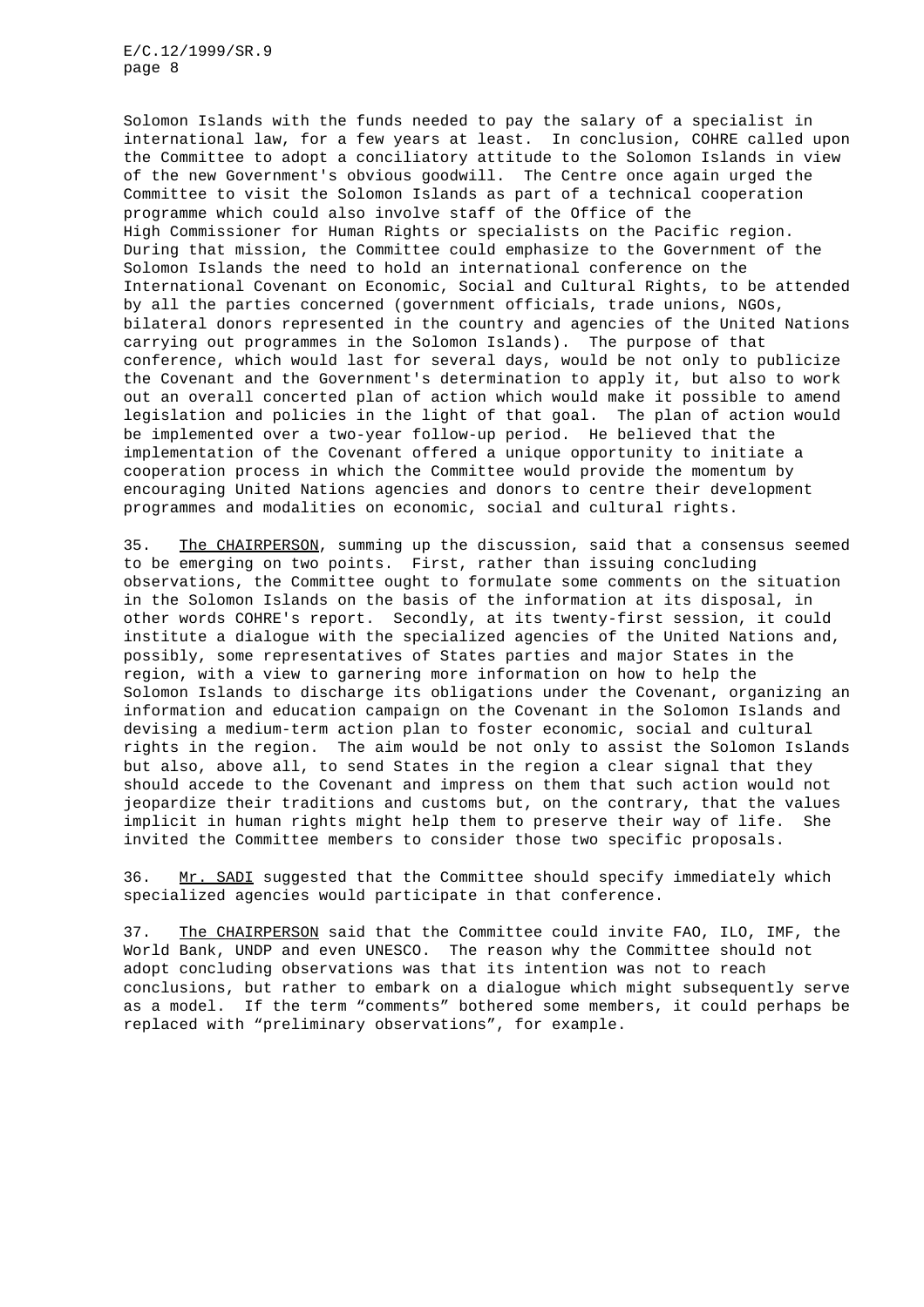Solomon Islands with the funds needed to pay the salary of a specialist in international law, for a few years at least. In conclusion, COHRE called upon the Committee to adopt a conciliatory attitude to the Solomon Islands in view of the new Government's obvious goodwill. The Centre once again urged the Committee to visit the Solomon Islands as part of a technical cooperation programme which could also involve staff of the Office of the High Commissioner for Human Rights or specialists on the Pacific region. During that mission, the Committee could emphasize to the Government of the Solomon Islands the need to hold an international conference on the International Covenant on Economic, Social and Cultural Rights, to be attended by all the parties concerned (government officials, trade unions, NGOs, bilateral donors represented in the country and agencies of the United Nations carrying out programmes in the Solomon Islands). The purpose of that conference, which would last for several days, would be not only to publicize the Covenant and the Government's determination to apply it, but also to work out an overall concerted plan of action which would make it possible to amend legislation and policies in the light of that goal. The plan of action would be implemented over a two-year follow-up period. He believed that the implementation of the Covenant offered a unique opportunity to initiate a cooperation process in which the Committee would provide the momentum by encouraging United Nations agencies and donors to centre their development programmes and modalities on economic, social and cultural rights.

35. The CHAIRPERSON, summing up the discussion, said that a consensus seemed to be emerging on two points. First, rather than issuing concluding observations, the Committee ought to formulate some comments on the situation in the Solomon Islands on the basis of the information at its disposal, in other words COHRE's report. Secondly, at its twenty-first session, it could institute a dialogue with the specialized agencies of the United Nations and, possibly, some representatives of States parties and major States in the region, with a view to garnering more information on how to help the Solomon Islands to discharge its obligations under the Covenant, organizing an information and education campaign on the Covenant in the Solomon Islands and devising a medium-term action plan to foster economic, social and cultural rights in the region. The aim would be not only to assist the Solomon Islands but also, above all, to send States in the region a clear signal that they should accede to the Covenant and impress on them that such action would not jeopardize their traditions and customs but, on the contrary, that the values implicit in human rights might help them to preserve their way of life. She invited the Committee members to consider those two specific proposals.

36. Mr. SADI suggested that the Committee should specify immediately which specialized agencies would participate in that conference.

37. The CHAIRPERSON said that the Committee could invite FAO, ILO, IMF, the World Bank, UNDP and even UNESCO. The reason why the Committee should not adopt concluding observations was that its intention was not to reach conclusions, but rather to embark on a dialogue which might subsequently serve as a model. If the term “comments” bothered some members, it could perhaps be replaced with “preliminary observations”, for example.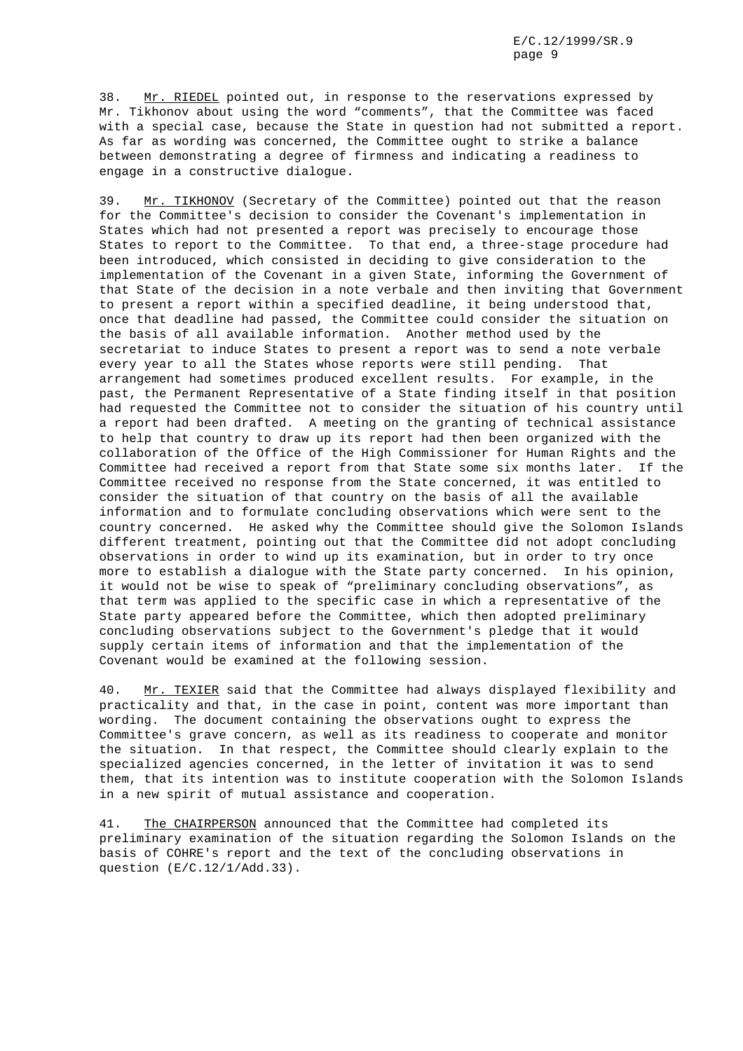38. Mr. RIEDEL pointed out, in response to the reservations expressed by Mr. Tikhonov about using the word “comments”, that the Committee was faced with a special case, because the State in question had not submitted a report. As far as wording was concerned, the Committee ought to strike a balance between demonstrating a degree of firmness and indicating a readiness to engage in a constructive dialogue.

39. Mr. TIKHONOV (Secretary of the Committee) pointed out that the reason for the Committee's decision to consider the Covenant's implementation in States which had not presented a report was precisely to encourage those States to report to the Committee. To that end, a three-stage procedure had been introduced, which consisted in deciding to give consideration to the implementation of the Covenant in a given State, informing the Government of that State of the decision in a note verbale and then inviting that Government to present a report within a specified deadline, it being understood that, once that deadline had passed, the Committee could consider the situation on the basis of all available information. Another method used by the secretariat to induce States to present a report was to send a note verbale every year to all the States whose reports were still pending. That arrangement had sometimes produced excellent results. For example, in the past, the Permanent Representative of a State finding itself in that position had requested the Committee not to consider the situation of his country until a report had been drafted. A meeting on the granting of technical assistance to help that country to draw up its report had then been organized with the collaboration of the Office of the High Commissioner for Human Rights and the Committee had received a report from that State some six months later. If the Committee received no response from the State concerned, it was entitled to consider the situation of that country on the basis of all the available information and to formulate concluding observations which were sent to the country concerned. He asked why the Committee should give the Solomon Islands different treatment, pointing out that the Committee did not adopt concluding observations in order to wind up its examination, but in order to try once more to establish a dialogue with the State party concerned. In his opinion, it would not be wise to speak of “preliminary concluding observations”, as that term was applied to the specific case in which a representative of the State party appeared before the Committee, which then adopted preliminary concluding observations subject to the Government's pledge that it would supply certain items of information and that the implementation of the Covenant would be examined at the following session.

40. Mr. TEXIER said that the Committee had always displayed flexibility and practicality and that, in the case in point, content was more important than wording. The document containing the observations ought to express the Committee's grave concern, as well as its readiness to cooperate and monitor the situation. In that respect, the Committee should clearly explain to the specialized agencies concerned, in the letter of invitation it was to send them, that its intention was to institute cooperation with the Solomon Islands in a new spirit of mutual assistance and cooperation.

41. The CHAIRPERSON announced that the Committee had completed its preliminary examination of the situation regarding the Solomon Islands on the basis of COHRE's report and the text of the concluding observations in question (E/C.12/1/Add.33).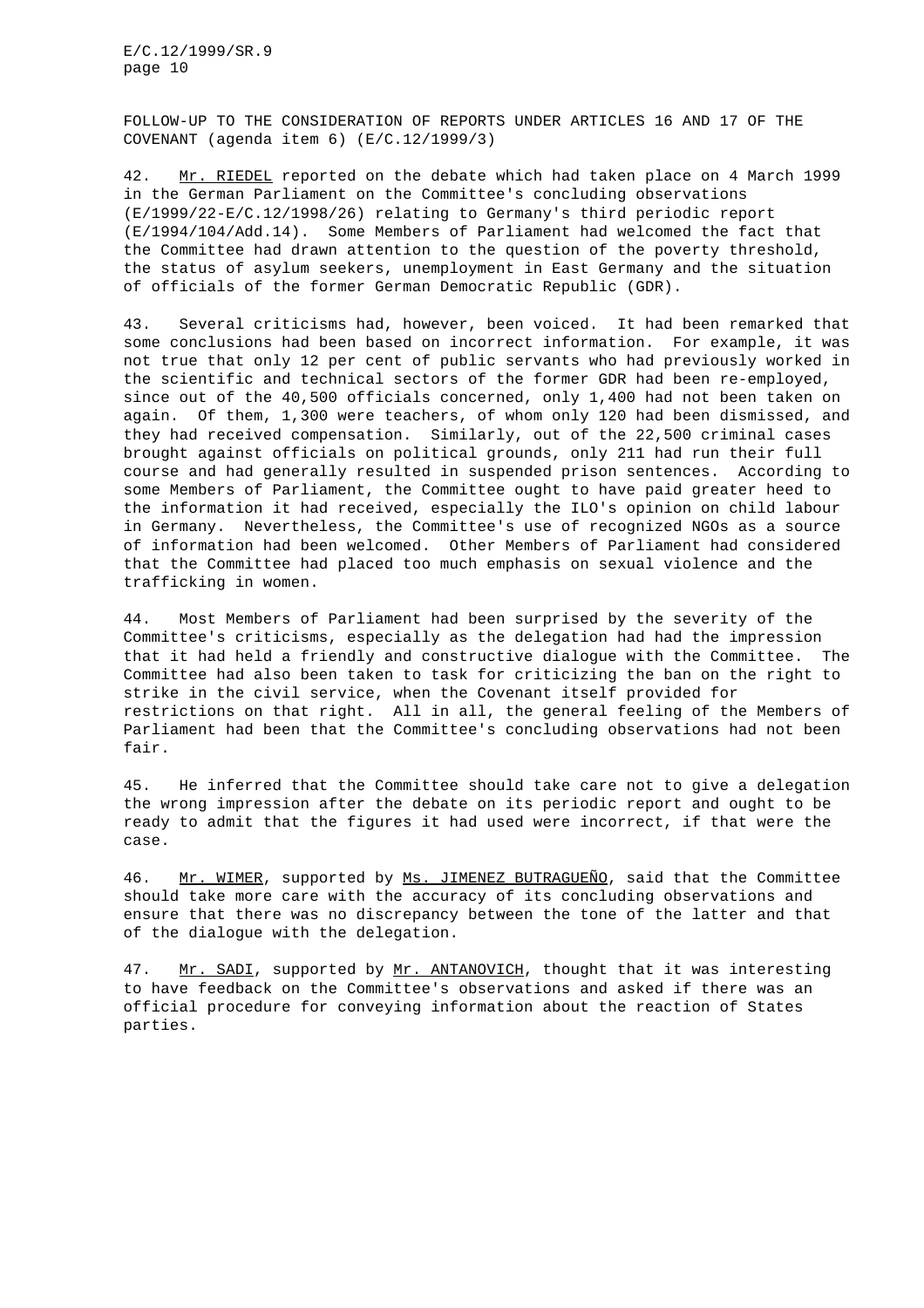FOLLOW-UP TO THE CONSIDERATION OF REPORTS UNDER ARTICLES 16 AND 17 OF THE COVENANT (agenda item 6) (E/C.12/1999/3)

42. Mr. RIEDEL reported on the debate which had taken place on 4 March 1999 in the German Parliament on the Committee's concluding observations (E/1999/22-E/C.12/1998/26) relating to Germany's third periodic report (E/1994/104/Add.14). Some Members of Parliament had welcomed the fact that the Committee had drawn attention to the question of the poverty threshold, the status of asylum seekers, unemployment in East Germany and the situation of officials of the former German Democratic Republic (GDR).

43. Several criticisms had, however, been voiced. It had been remarked that some conclusions had been based on incorrect information. For example, it was not true that only 12 per cent of public servants who had previously worked in the scientific and technical sectors of the former GDR had been re-employed, since out of the 40,500 officials concerned, only 1,400 had not been taken on again. Of them, 1,300 were teachers, of whom only 120 had been dismissed, and they had received compensation. Similarly, out of the 22,500 criminal cases brought against officials on political grounds, only 211 had run their full course and had generally resulted in suspended prison sentences. According to some Members of Parliament, the Committee ought to have paid greater heed to the information it had received, especially the ILO's opinion on child labour in Germany. Nevertheless, the Committee's use of recognized NGOs as a source of information had been welcomed. Other Members of Parliament had considered that the Committee had placed too much emphasis on sexual violence and the trafficking in women.

44. Most Members of Parliament had been surprised by the severity of the Committee's criticisms, especially as the delegation had had the impression that it had held a friendly and constructive dialogue with the Committee. The Committee had also been taken to task for criticizing the ban on the right to strike in the civil service, when the Covenant itself provided for restrictions on that right. All in all, the general feeling of the Members of Parliament had been that the Committee's concluding observations had not been fair.

45. He inferred that the Committee should take care not to give a delegation the wrong impression after the debate on its periodic report and ought to be ready to admit that the figures it had used were incorrect, if that were the case.

46. Mr. WIMER, supported by Ms. JIMENEZ BUTRAGUEÑO, said that the Committee should take more care with the accuracy of its concluding observations and ensure that there was no discrepancy between the tone of the latter and that of the dialogue with the delegation.

47. Mr. SADI, supported by Mr. ANTANOVICH, thought that it was interesting to have feedback on the Committee's observations and asked if there was an official procedure for conveying information about the reaction of States parties.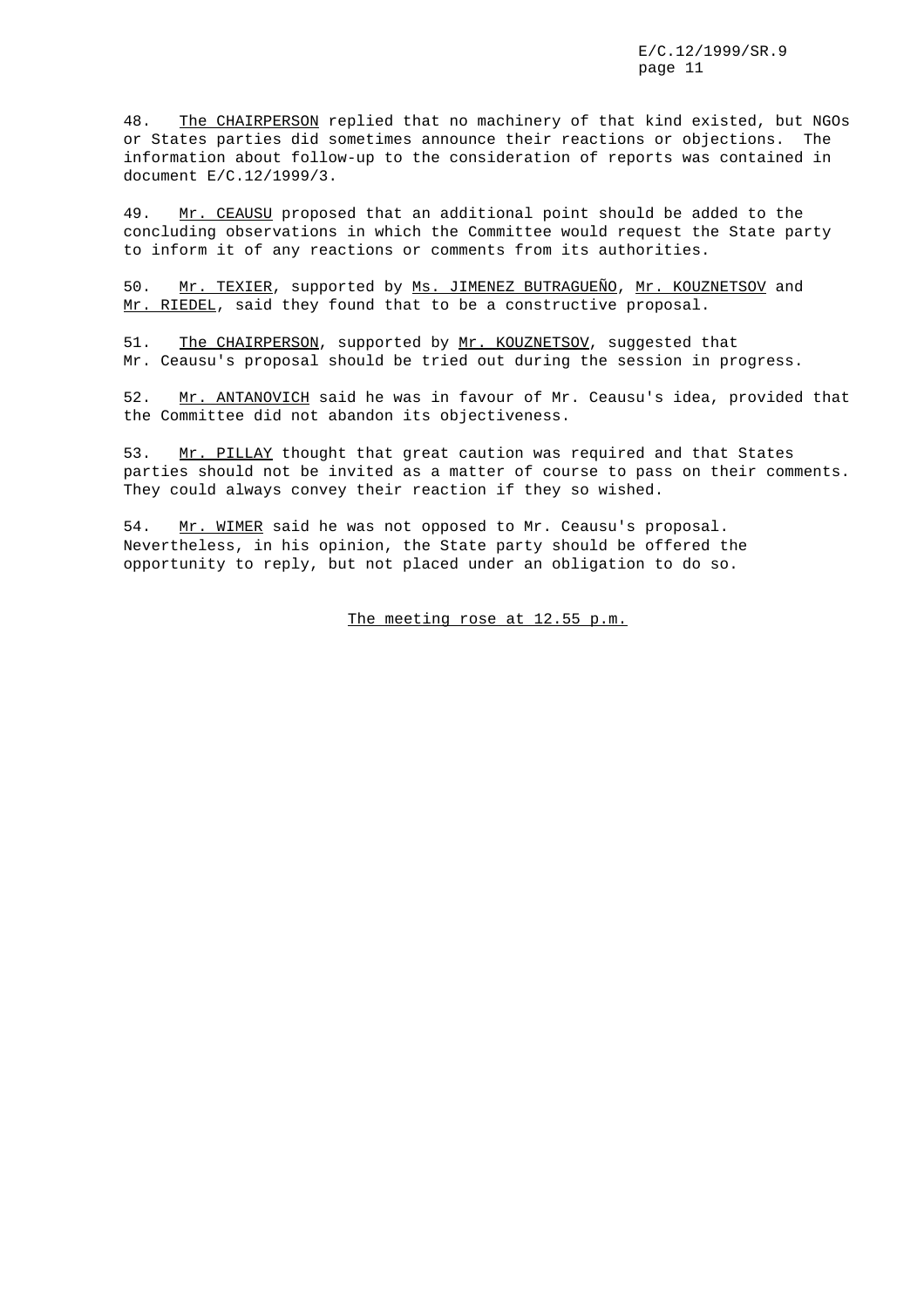48. The CHAIRPERSON replied that no machinery of that kind existed, but NGOs or States parties did sometimes announce their reactions or objections. The information about follow-up to the consideration of reports was contained in document E/C.12/1999/3.

49. Mr. CEAUSU proposed that an additional point should be added to the concluding observations in which the Committee would request the State party to inform it of any reactions or comments from its authorities.

50. Mr. TEXIER, supported by Ms. JIMENEZ BUTRAGUEÑO, Mr. KOUZNETSOV and Mr. RIEDEL, said they found that to be a constructive proposal.

51. The CHAIRPERSON, supported by Mr. KOUZNETSOV, suggested that Mr. Ceausu's proposal should be tried out during the session in progress.

52. Mr. ANTANOVICH said he was in favour of Mr. Ceausu's idea, provided that the Committee did not abandon its objectiveness.

53. Mr. PILLAY thought that great caution was required and that States parties should not be invited as a matter of course to pass on their comments. They could always convey their reaction if they so wished.

54. Mr. WIMER said he was not opposed to Mr. Ceausu's proposal. Nevertheless, in his opinion, the State party should be offered the opportunity to reply, but not placed under an obligation to do so.

The meeting rose at 12.55 p.m.